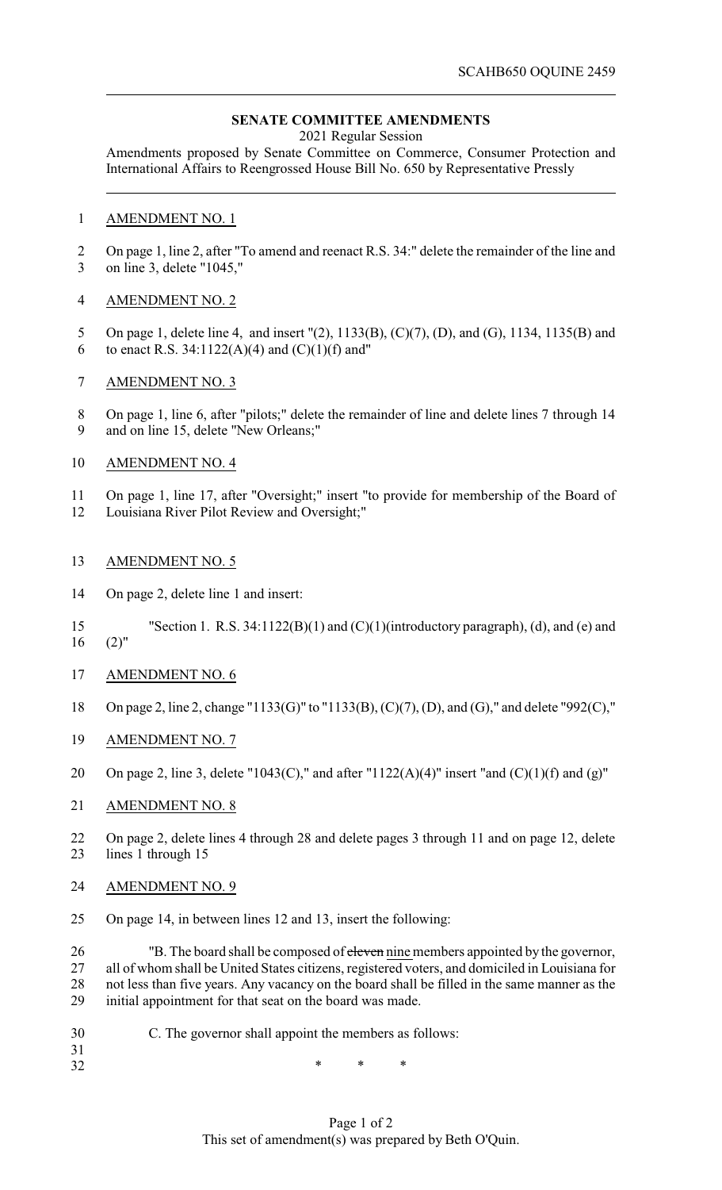SCAHB650 OQUINE 2459

**SENATE COMMITTEE AMENDMENTS**

2021 Regular Session

Amendments proposed by Senate Committee on Commerce, Consumer Protection and International Affairs to Reengrossed House Bill No. 650 by Representative Pressly

AMENDMENT NO. 1

On page 1, line 2, after "To amend and reenact R.S. 34:" delete the remainder of the line and on line 3, delete "1045,"

AMENDMENT NO. 2

On page 1, delete line 4, and insert "(2), 1133(B), (C)(7), (D), and (G), 1134, 1135(B) and to enact R.S. 34:1122(A)(4) and (C)(1)(f) and"

AMENDMENT NO. 3

On page 1, line 6, after "pilots;" delete the remainder of line and delete lines 7 through 14 and on line 15, delete "New Orleans;"

AMENDMENT NO. 4

On page 1, line 17, after "Oversight;" insert "to provide for membership of the Board of Louisiana River Pilot Review and Oversight;"

AMENDMENT NO. 5

On page 2, delete line 1 and insert:

"Section 1. R.S. 34:1122(B)(1) and (C)(1)(introductory paragraph), (d), and (e) and (2)"

AMENDMENT NO. 6

On page 2, line 2, change "1133(G)" to "1133(B), (C)(7), (D), and (G)," and delete "992(C),"

AMENDMENT NO. 7

On page 2, line 3, delete "1043(C)," and after "1122(A)(4)" insert "and (C)(1)(f) and (g)"

AMENDMENT NO. 8

On page 2, delete lines 4 through 28 and delete pages 3 through 11 and on page 12, delete lines 1 through 15

AMENDMENT NO. 9

On page 14, in between lines 12 and 13, insert the following:

"B. The board shall be composed of ~~eleven~~ nine members appointed by the governor, all of whom shall be United States citizens, registered voters, and domiciled in Louisiana for not less than five years. Any vacancy on the board shall be filled in the same manner as the initial appointment for that seat on the board was made.

C. The governor shall appoint the members as follows:

\* \* \*

This set of amendment(s) was prepared by Beth O'Quin.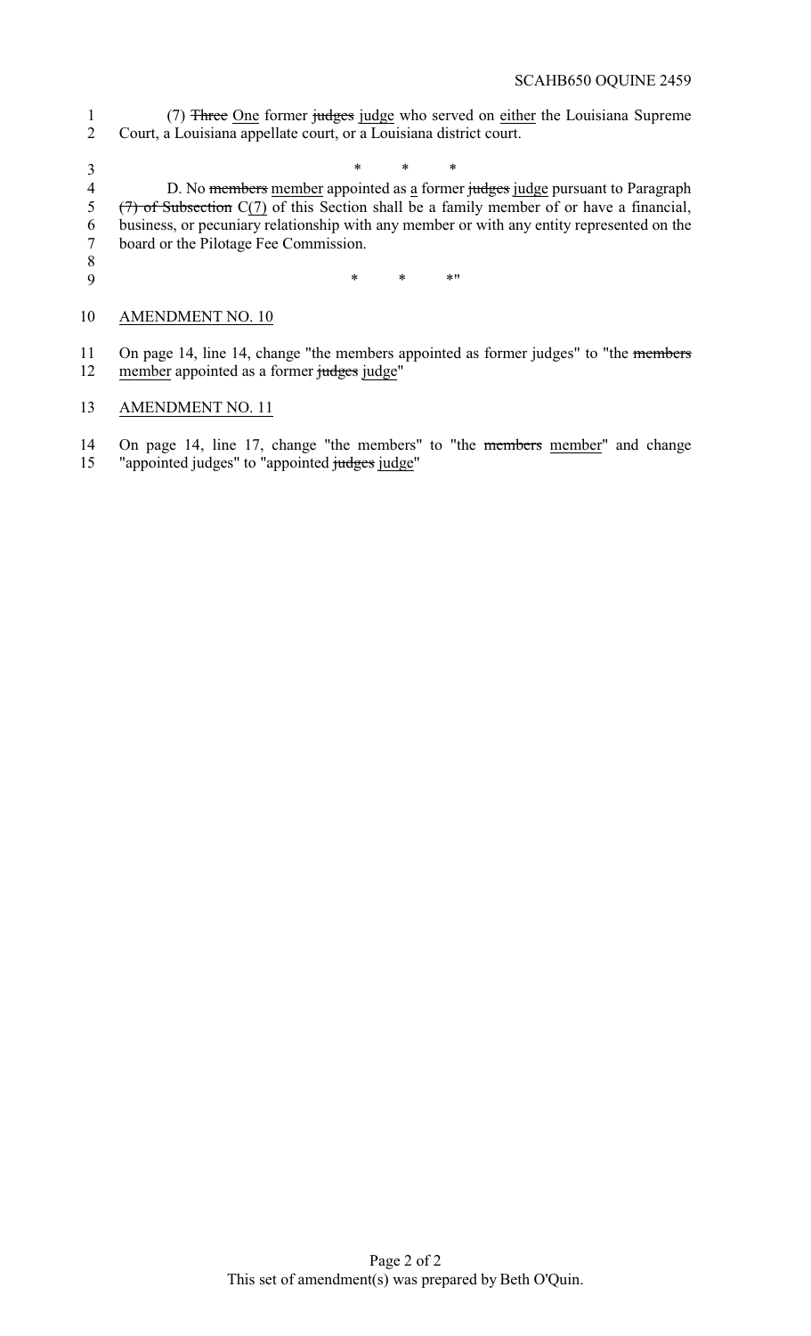(7) ~~Three~~ <u>One</u> former ~~judges~~ <u>judge</u> who served on <u>either</u> the Louisiana Supreme Court, a Louisiana appellate court, or a Louisiana district court.

\* \* \*

D. No ~~members~~ <u>member</u> appointed as <u>a</u> former ~~judges~~ <u>judge</u> pursuant to Paragraph ~~(7) of Subsection~~ C<u>(7)</u> of this Section shall be a family member of or have a financial, business, or pecuniary relationship with any member or with any entity represented on the board or the Pilotage Fee Commission.

\* \* \*"

<u>AMENDMENT NO. 10</u>

On page 14, line 14, change "the members appointed as former judges" to "the ~~members~~ <u>member</u> appointed as a former ~~judges~~ <u>judge</u>"

<u>AMENDMENT NO. 11</u>

On page 14, line 17, change "the members" to "the ~~members~~ <u>member</u>" and change "appointed judges" to "appointed ~~judges~~ <u>judge</u>"

This set of amendment(s) was prepared by Beth O'Quin.